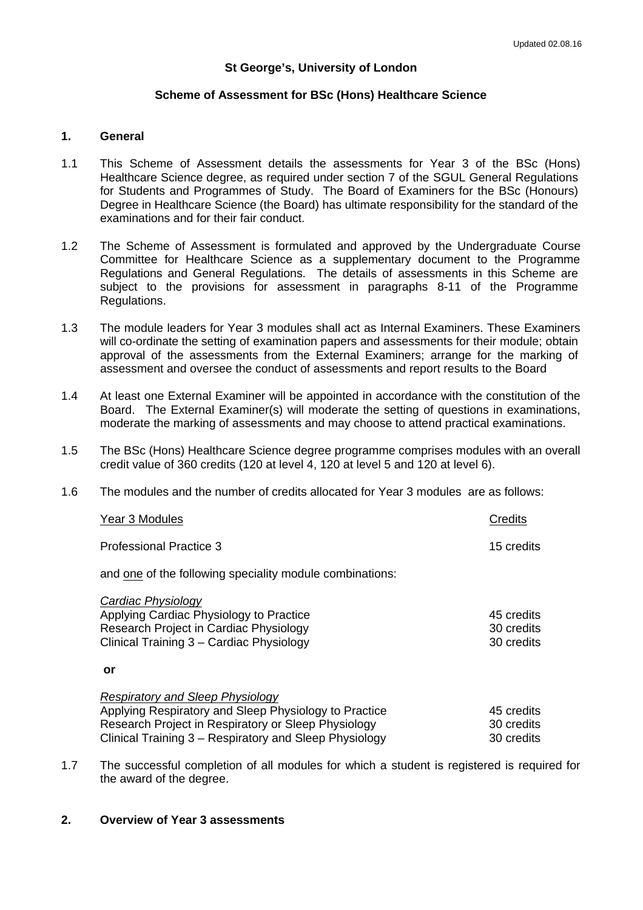Updated 02.08.16

# St George's, University of London

## Scheme of Assessment for BSc (Hons) Healthcare Science

### 1. General

1.1 This Scheme of Assessment details the assessments for Year 3 of the BSc (Hons) Healthcare Science degree, as required under section 7 of the SGUL General Regulations for Students and Programmes of Study. The Board of Examiners for the BSc (Honours) Degree in Healthcare Science (the Board) has ultimate responsibility for the standard of the examinations and for their fair conduct.

1.2 The Scheme of Assessment is formulated and approved by the Undergraduate Course Committee for Healthcare Science as a supplementary document to the Programme Regulations and General Regulations. The details of assessments in this Scheme are subject to the provisions for assessment in paragraphs 8-11 of the Programme Regulations.

1.3 The module leaders for Year 3 modules shall act as Internal Examiners. These Examiners will co-ordinate the setting of examination papers and assessments for their module; obtain approval of the assessments from the External Examiners; arrange for the marking of assessment and oversee the conduct of assessments and report results to the Board

1.4 At least one External Examiner will be appointed in accordance with the constitution of the Board. The External Examiner(s) will moderate the setting of questions in examinations, moderate the marking of assessments and may choose to attend practical examinations.

1.5 The BSc (Hons) Healthcare Science degree programme comprises modules with an overall credit value of 360 credits (120 at level 4, 120 at level 5 and 120 at level 6).

1.6 The modules and the number of credits allocated for Year 3 modules are as follows:

| Year 3 Modules | Credits |
|---|---|
| Professional Practice 3 | 15 credits |
| and one of the following speciality module combinations: | |
| *Cardiac Physiology* | |
| Applying Cardiac Physiology to Practice | 45 credits |
| Research Project in Cardiac Physiology | 30 credits |
| Clinical Training 3 – Cardiac Physiology | 30 credits |
| **or** | |
| *Respiratory and Sleep Physiology* | |
| Applying Respiratory and Sleep Physiology to Practice | 45 credits |
| Research Project in Respiratory or Sleep Physiology | 30 credits |
| Clinical Training 3 – Respiratory and Sleep Physiology | 30 credits |

1.7 The successful completion of all modules for which a student is registered is required for the award of the degree.

### 2. Overview of Year 3 assessments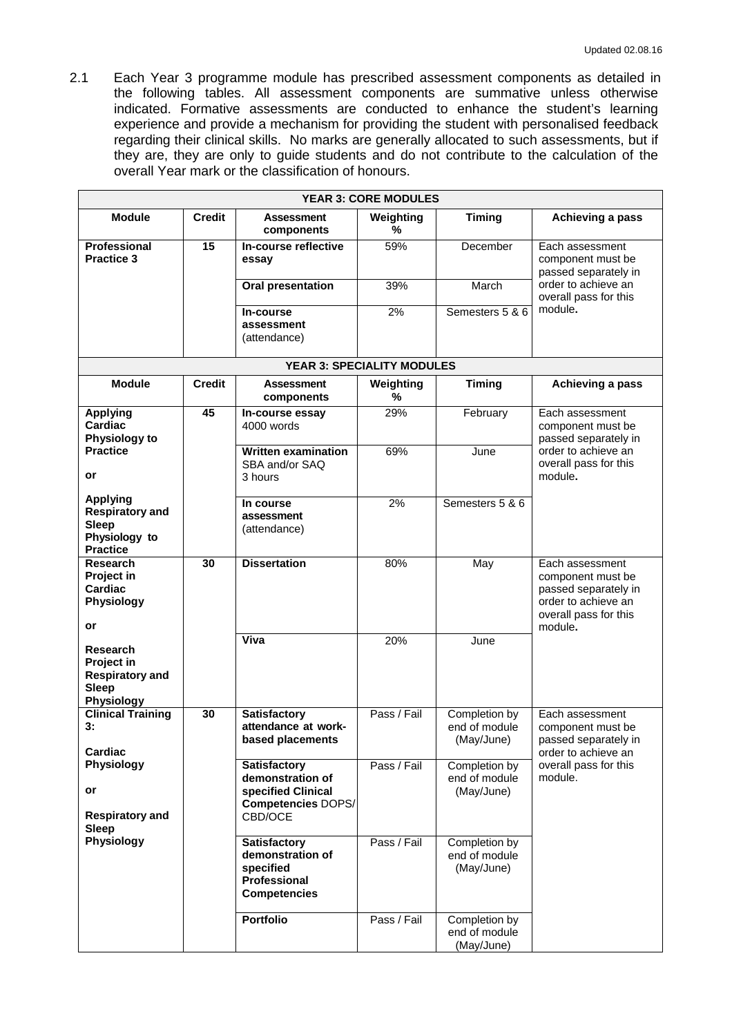2.1 Each Year 3 programme module has prescribed assessment components as detailed in the following tables. All assessment components are summative unless otherwise indicated. Formative assessments are conducted to enhance the student's learning experience and provide a mechanism for providing the student with personalised feedback regarding their clinical skills. No marks are generally allocated to such assessments, but if they are, they are only to guide students and do not contribute to the calculation of the overall Year mark or the classification of honours.

| **YEAR 3: CORE MODULES** | | | | | |
|---|---|---|---|---|---|
| **Module** | **Credit** | **Assessment components** | **Weighting %** | **Timing** | **Achieving a pass** |
| **Professional Practice 3** | **15** | **In-course reflective essay** | 59% | December | Each assessment component must be passed separately in order to achieve an overall pass for this module**.** |
| | | **Oral presentation** | 39% | March | |
| | | **In-course assessment** (attendance) | 2% | Semesters 5 & 6 | |
| **YEAR 3: SPECIALITY MODULES** | | | | | |
| **Module** | **Credit** | **Assessment components** | **Weighting %** | **Timing** | **Achieving a pass** |
| **Applying Cardiac Physiology to Practice** or **Applying Respiratory and Sleep Physiology to Practice** | **45** | **In-course essay** 4000 words | 29% | February | Each assessment component must be passed separately in order to achieve an overall pass for this module**.** |
| | | **Written examination** SBA and/or SAQ 3 hours | 69% | June | |
| | | **In course assessment** (attendance) | 2% | Semesters 5 & 6 | |
| **Research Project in Cardiac Physiology** or **Research Project in Respiratory and Sleep Physiology** | **30** | **Dissertation** | 80% | May | Each assessment component must be passed separately in order to achieve an overall pass for this module**.** |
| | | **Viva** | 20% | June | |
| **Clinical Training 3: Cardiac Physiology** or **Respiratory and Sleep Physiology** | **30** | **Satisfactory attendance at work-based placements** | Pass / Fail | Completion by end of module (May/June) | Each assessment component must be passed separately in order to achieve an overall pass for this module. |
| | | **Satisfactory demonstration of specified Clinical Competencies** DOPS/ CBD/OCE | Pass / Fail | Completion by end of module (May/June) | |
| | | **Satisfactory demonstration of specified Professional Competencies** | Pass / Fail | Completion by end of module (May/June) | |
| | | **Portfolio** | Pass / Fail | Completion by end of module (May/June) | |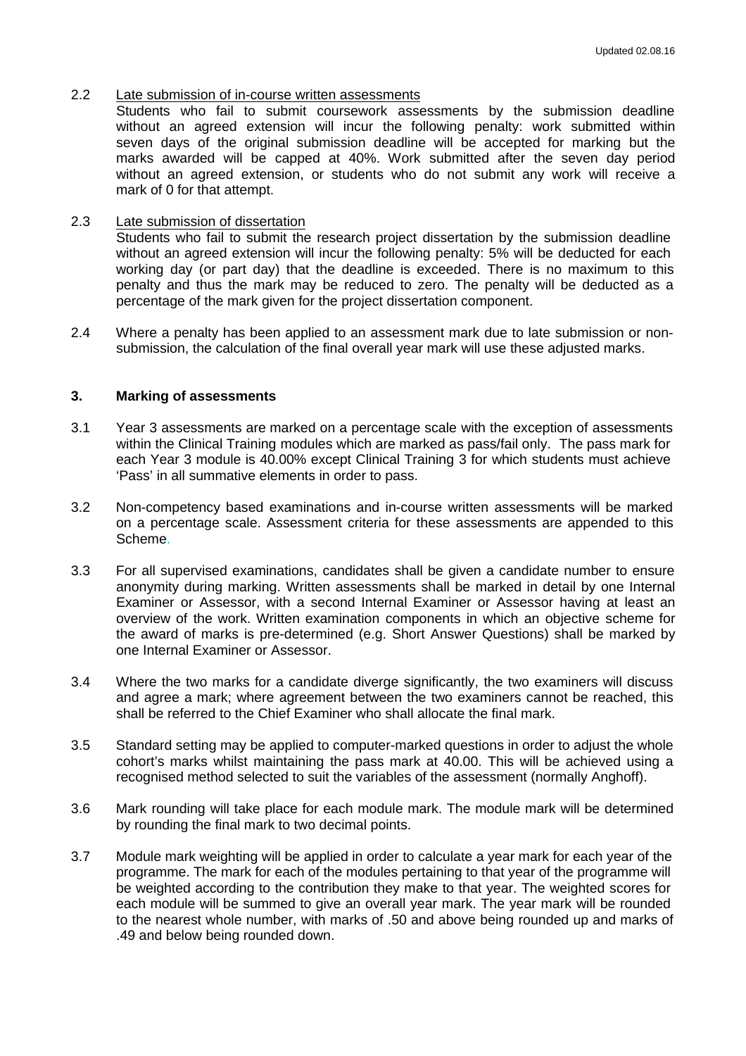2.2 Late submission of in-course written assessments

Students who fail to submit coursework assessments by the submission deadline without an agreed extension will incur the following penalty: work submitted within seven days of the original submission deadline will be accepted for marking but the marks awarded will be capped at 40%. Work submitted after the seven day period without an agreed extension, or students who do not submit any work will receive a mark of 0 for that attempt.

2.3 Late submission of dissertation

Students who fail to submit the research project dissertation by the submission deadline without an agreed extension will incur the following penalty: 5% will be deducted for each working day (or part day) that the deadline is exceeded. There is no maximum to this penalty and thus the mark may be reduced to zero. The penalty will be deducted as a percentage of the mark given for the project dissertation component.

2.4 Where a penalty has been applied to an assessment mark due to late submission or non-submission, the calculation of the final overall year mark will use these adjusted marks.

## 3. Marking of assessments

3.1 Year 3 assessments are marked on a percentage scale with the exception of assessments within the Clinical Training modules which are marked as pass/fail only. The pass mark for each Year 3 module is 40.00% except Clinical Training 3 for which students must achieve 'Pass' in all summative elements in order to pass.

3.2 Non-competency based examinations and in-course written assessments will be marked on a percentage scale. Assessment criteria for these assessments are appended to this Scheme.

3.3 For all supervised examinations, candidates shall be given a candidate number to ensure anonymity during marking. Written assessments shall be marked in detail by one Internal Examiner or Assessor, with a second Internal Examiner or Assessor having at least an overview of the work. Written examination components in which an objective scheme for the award of marks is pre-determined (e.g. Short Answer Questions) shall be marked by one Internal Examiner or Assessor.

3.4 Where the two marks for a candidate diverge significantly, the two examiners will discuss and agree a mark; where agreement between the two examiners cannot be reached, this shall be referred to the Chief Examiner who shall allocate the final mark.

3.5 Standard setting may be applied to computer-marked questions in order to adjust the whole cohort's marks whilst maintaining the pass mark at 40.00. This will be achieved using a recognised method selected to suit the variables of the assessment (normally Anghoff).

3.6 Mark rounding will take place for each module mark. The module mark will be determined by rounding the final mark to two decimal points.

3.7 Module mark weighting will be applied in order to calculate a year mark for each year of the programme. The mark for each of the modules pertaining to that year of the programme will be weighted according to the contribution they make to that year. The weighted scores for each module will be summed to give an overall year mark. The year mark will be rounded to the nearest whole number, with marks of .50 and above being rounded up and marks of .49 and below being rounded down.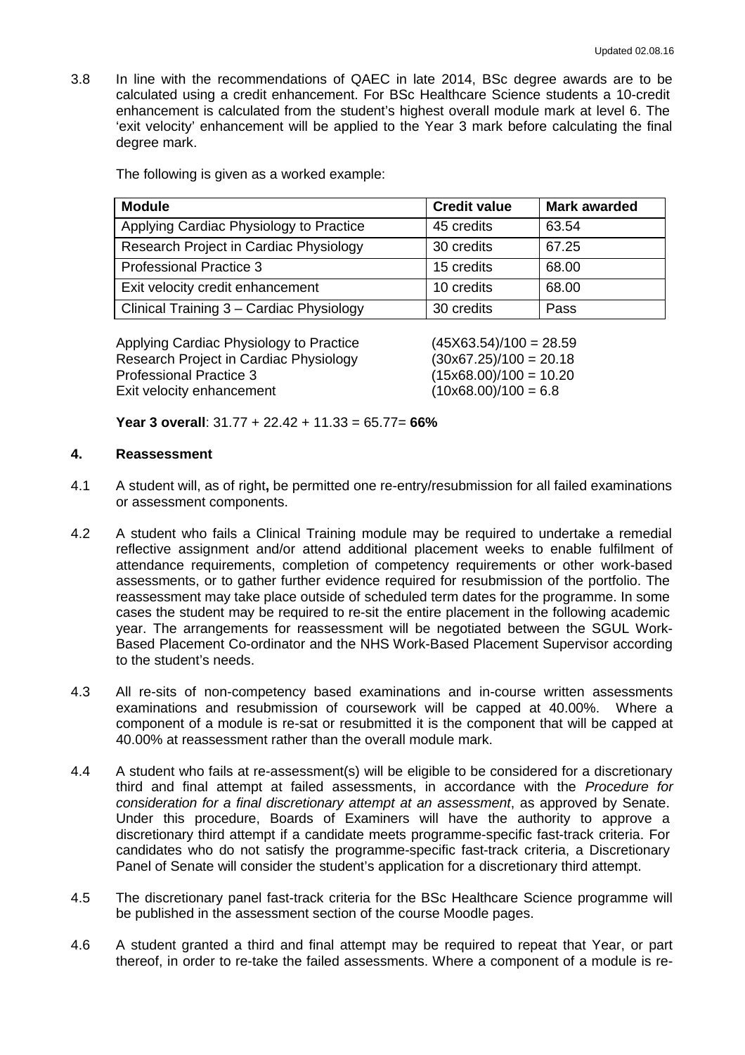3.8 In line with the recommendations of QAEC in late 2014, BSc degree awards are to be calculated using a credit enhancement. For BSc Healthcare Science students a 10-credit enhancement is calculated from the student's highest overall module mark at level 6. The 'exit velocity' enhancement will be applied to the Year 3 mark before calculating the final degree mark.

The following is given as a worked example:

| Module | Credit value | Mark awarded |
|---|---|---|
| Applying Cardiac Physiology to Practice | 45 credits | 63.54 |
| Research Project in Cardiac Physiology | 30 credits | 67.25 |
| Professional Practice 3 | 15 credits | 68.00 |
| Exit velocity credit enhancement | 10 credits | 68.00 |
| Clinical Training 3 – Cardiac Physiology | 30 credits | Pass |

Applying Cardiac Physiology to Practice (45X63.54)/100 = 28.59
Research Project in Cardiac Physiology (30x67.25)/100 = 20.18
Professional Practice 3 (15x68.00)/100 = 10.20
Exit velocity enhancement (10x68.00)/100 = 6.8

**Year 3 overall**: 31.77 + 22.42 + 11.33 = 65.77= **66%**

## 4. Reassessment

4.1 A student will, as of right**,** be permitted one re-entry/resubmission for all failed examinations or assessment components.

4.2 A student who fails a Clinical Training module may be required to undertake a remedial reflective assignment and/or attend additional placement weeks to enable fulfilment of attendance requirements, completion of competency requirements or other work-based assessments, or to gather further evidence required for resubmission of the portfolio. The reassessment may take place outside of scheduled term dates for the programme. In some cases the student may be required to re-sit the entire placement in the following academic year. The arrangements for reassessment will be negotiated between the SGUL Work-Based Placement Co-ordinator and the NHS Work-Based Placement Supervisor according to the student's needs.

4.3 All re-sits of non-competency based examinations and in-course written assessments examinations and resubmission of coursework will be capped at 40.00%. Where a component of a module is re-sat or resubmitted it is the component that will be capped at 40.00% at reassessment rather than the overall module mark.

4.4 A student who fails at re-assessment(s) will be eligible to be considered for a discretionary third and final attempt at failed assessments, in accordance with the *Procedure for consideration for a final discretionary attempt at an assessment*, as approved by Senate. Under this procedure, Boards of Examiners will have the authority to approve a discretionary third attempt if a candidate meets programme-specific fast-track criteria. For candidates who do not satisfy the programme-specific fast-track criteria, a Discretionary Panel of Senate will consider the student's application for a discretionary third attempt.

4.5 The discretionary panel fast-track criteria for the BSc Healthcare Science programme will be published in the assessment section of the course Moodle pages.

4.6 A student granted a third and final attempt may be required to repeat that Year, or part thereof, in order to re-take the failed assessments. Where a component of a module is re-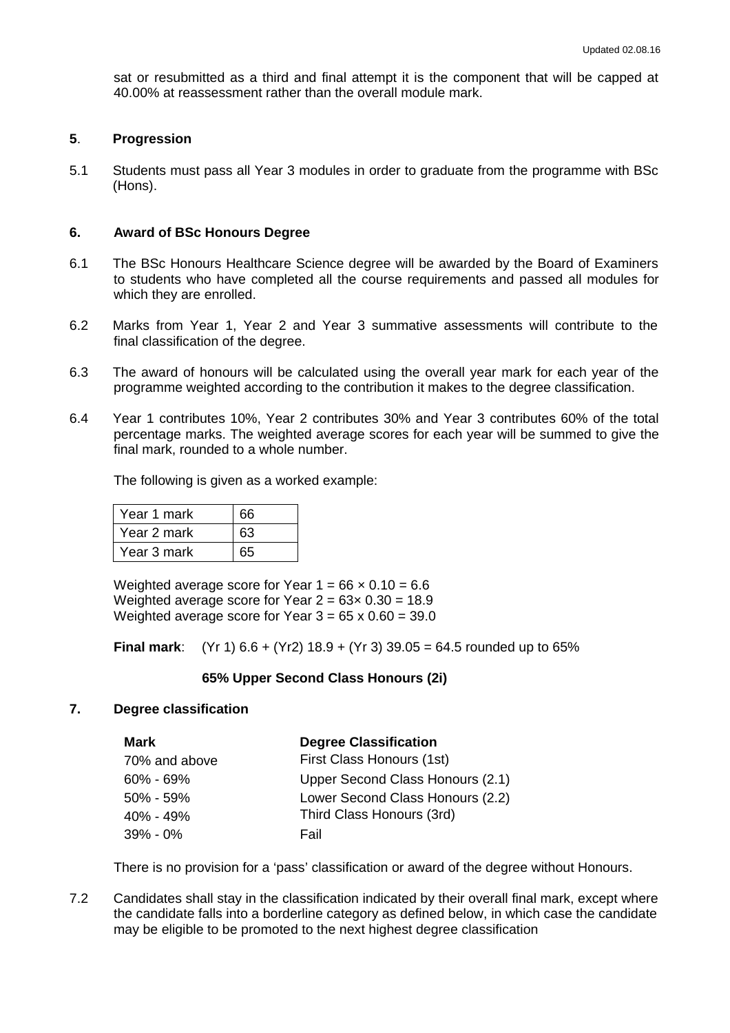sat or resubmitted as a third and final attempt it is the component that will be capped at 40.00% at reassessment rather than the overall module mark.

## 5. Progression

5.1 Students must pass all Year 3 modules in order to graduate from the programme with BSc (Hons).

## 6. Award of BSc Honours Degree

6.1 The BSc Honours Healthcare Science degree will be awarded by the Board of Examiners to students who have completed all the course requirements and passed all modules for which they are enrolled.

6.2 Marks from Year 1, Year 2 and Year 3 summative assessments will contribute to the final classification of the degree.

6.3 The award of honours will be calculated using the overall year mark for each year of the programme weighted according to the contribution it makes to the degree classification.

6.4 Year 1 contributes 10%, Year 2 contributes 30% and Year 3 contributes 60% of the total percentage marks. The weighted average scores for each year will be summed to give the final mark, rounded to a whole number.

The following is given as a worked example:

| Year 1 mark | 66 |
|---|---|
| Year 2 mark | 63 |
| Year 3 mark | 65 |

Weighted average score for Year 1 = 66 × 0.10 = 6.6
Weighted average score for Year 2 = 63× 0.30 = 18.9
Weighted average score for Year 3 = 65 x 0.60 = 39.0

**Final mark**: (Yr 1) 6.6 + (Yr2) 18.9 + (Yr 3) 39.05 = 64.5 rounded up to 65%

**65% Upper Second Class Honours (2i)**

## 7. Degree classification

| Mark | Degree Classification |
|---|---|
| 70% and above | First Class Honours (1st) |
| 60% - 69% | Upper Second Class Honours (2.1) |
| 50% - 59% | Lower Second Class Honours (2.2) |
| 40% - 49% | Third Class Honours (3rd) |
| 39% - 0% | Fail |

There is no provision for a 'pass' classification or award of the degree without Honours.

7.2 Candidates shall stay in the classification indicated by their overall final mark, except where the candidate falls into a borderline category as defined below, in which case the candidate may be eligible to be promoted to the next highest degree classification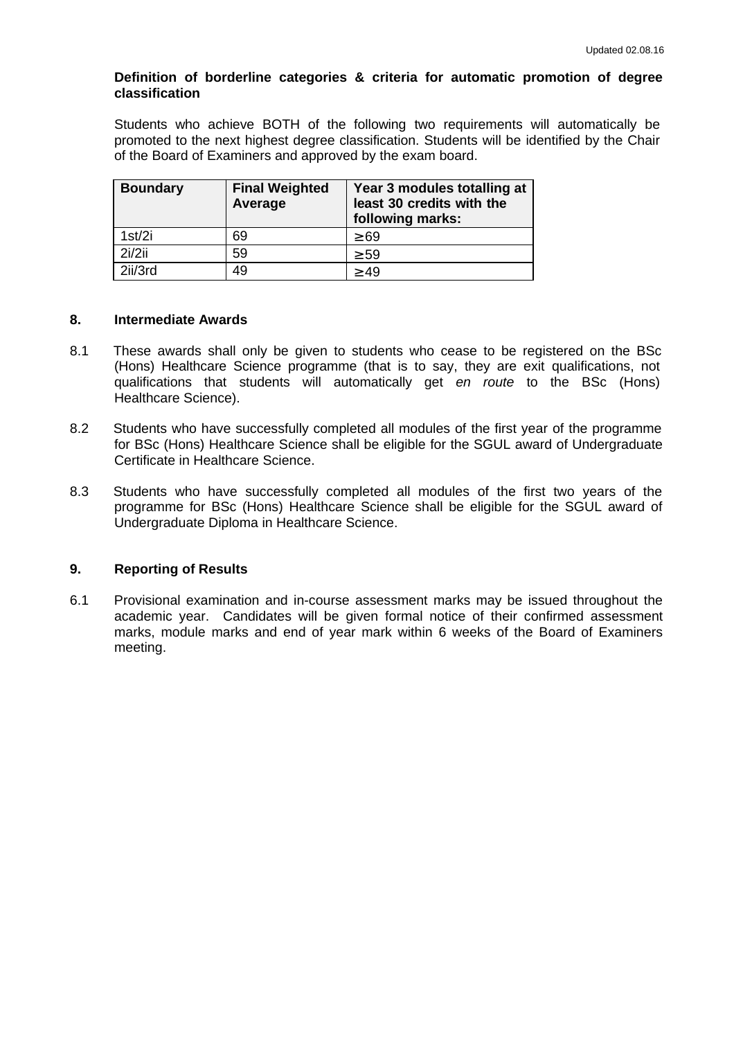**Definition of borderline categories & criteria for automatic promotion of degree classification**

Students who achieve BOTH of the following two requirements will automatically be promoted to the next highest degree classification. Students will be identified by the Chair of the Board of Examiners and approved by the exam board.

| Boundary | Final Weighted Average | Year 3 modules totalling at least 30 credits with the following marks: |
|---|---|---|
| 1st/2i | 69 | ≥69 |
| 2i/2ii | 59 | ≥59 |
| 2ii/3rd | 49 | ≥49 |

## 8. Intermediate Awards

8.1 These awards shall only be given to students who cease to be registered on the BSc (Hons) Healthcare Science programme (that is to say, they are exit qualifications, not qualifications that students will automatically get *en route* to the BSc (Hons) Healthcare Science).

8.2 Students who have successfully completed all modules of the first year of the programme for BSc (Hons) Healthcare Science shall be eligible for the SGUL award of Undergraduate Certificate in Healthcare Science.

8.3 Students who have successfully completed all modules of the first two years of the programme for BSc (Hons) Healthcare Science shall be eligible for the SGUL award of Undergraduate Diploma in Healthcare Science.

## 9. Reporting of Results

6.1 Provisional examination and in-course assessment marks may be issued throughout the academic year. Candidates will be given formal notice of their confirmed assessment marks, module marks and end of year mark within 6 weeks of the Board of Examiners meeting.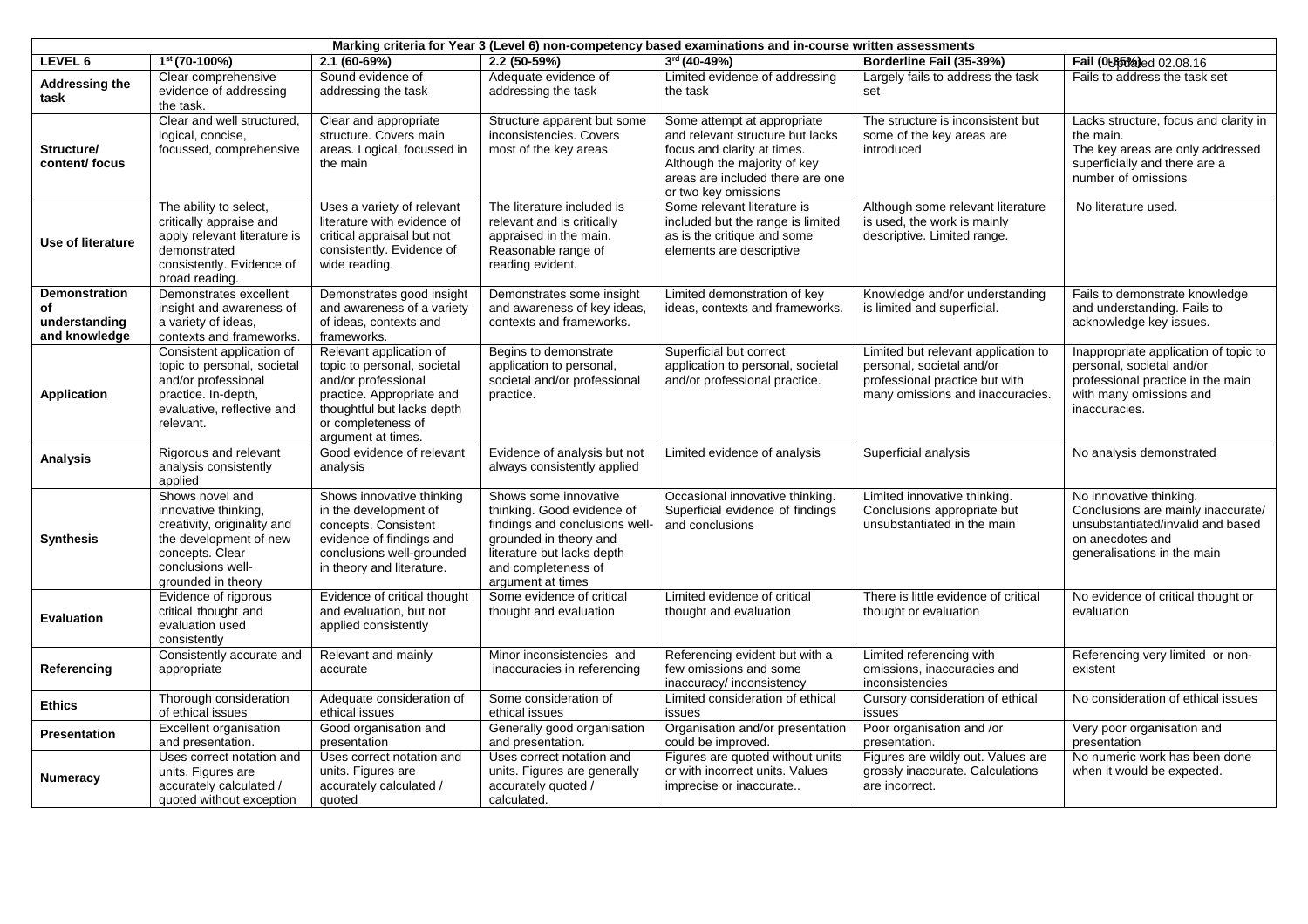**Marking criteria for Year 3 (Level 6) non-competency based examinations and in-course written assessments**

Updated 02.08.16

| LEVEL 6 | 1st (70-100%) | 2.1 (60-69%) | 2.2 (50-59%) | 3rd (40-49%) | Borderline Fail (35-39%) | Fail (0-35%) |
|---|---|---|---|---|---|---|
| **Addressing the task** | Clear comprehensive evidence of addressing the task. | Sound evidence of addressing the task | Adequate evidence of addressing the task | Limited evidence of addressing the task | Largely fails to address the task set | Fails to address the task set |
| **Structure/ content/ focus** | Clear and well structured, logical, concise, focussed, comprehensive | Clear and appropriate structure. Covers main areas. Logical, focussed in the main | Structure apparent but some inconsistencies. Covers most of the key areas | Some attempt at appropriate and relevant structure but lacks focus and clarity at times. Although the majority of key areas are included there are one or two key omissions | The structure is inconsistent but some of the key areas are introduced | Lacks structure, focus and clarity in the main. The key areas are only addressed superficially and there are a number of omissions |
| **Use of literature** | The ability to select, critically appraise and apply relevant literature is demonstrated consistently. Evidence of broad reading. | Uses a variety of relevant literature with evidence of critical appraisal but not consistently. Evidence of wide reading. | The literature included is relevant and is critically appraised in the main. Reasonable range of reading evident. | Some relevant literature is included but the range is limited as is the critique and some elements are descriptive | Although some relevant literature is used, the work is mainly descriptive. Limited range. | No literature used. |
| **Demonstration of understanding and knowledge** | Demonstrates excellent insight and awareness of a variety of ideas, contexts and frameworks. | Demonstrates good insight and awareness of a variety of ideas, contexts and frameworks. | Demonstrates some insight and awareness of key ideas, contexts and frameworks. | Limited demonstration of key ideas, contexts and frameworks. | Knowledge and/or understanding is limited and superficial. | Fails to demonstrate knowledge and understanding. Fails to acknowledge key issues. |
| **Application** | Consistent application of topic to personal, societal and/or professional practice. In-depth, evaluative, reflective and relevant. | Relevant application of topic to personal, societal and/or professional practice. Appropriate and thoughtful but lacks depth or completeness of argument at times. | Begins to demonstrate application to personal, societal and/or professional practice. | Superficial but correct application to personal, societal and/or professional practice. | Limited but relevant application to personal, societal and/or professional practice but with many omissions and inaccuracies. | Inappropriate application of topic to personal, societal and/or professional practice in the main with many omissions and inaccuracies. |
| **Analysis** | Rigorous and relevant analysis consistently applied | Good evidence of relevant analysis | Evidence of analysis but not always consistently applied | Limited evidence of analysis | Superficial analysis | No analysis demonstrated |
| **Synthesis** | Shows novel and innovative thinking, creativity, originality and the development of new concepts. Clear conclusions well-grounded in theory | Shows innovative thinking in the development of concepts. Consistent evidence of findings and conclusions well-grounded in theory and literature. | Shows some innovative thinking. Good evidence of findings and conclusions well-grounded in theory and literature but lacks depth and completeness of argument at times | Occasional innovative thinking. Superficial evidence of findings and conclusions | Limited innovative thinking. Conclusions appropriate but unsubstantiated in the main | No innovative thinking. Conclusions are mainly inaccurate/ unsubstantiated/invalid and based on anecdotes and generalisations in the main |
| **Evaluation** | Evidence of rigorous critical thought and evaluation used consistently | Evidence of critical thought and evaluation, but not applied consistently | Some evidence of critical thought and evaluation | Limited evidence of critical thought and evaluation | There is little evidence of critical thought or evaluation | No evidence of critical thought or evaluation |
| **Referencing** | Consistently accurate and appropriate | Relevant and mainly accurate | Minor inconsistencies and inaccuracies in referencing | Referencing evident but with a few omissions and some inaccuracy/ inconsistency | Limited referencing with omissions, inaccuracies and inconsistencies | Referencing very limited or non-existent |
| **Ethics** | Thorough consideration of ethical issues | Adequate consideration of ethical issues | Some consideration of ethical issues | Limited consideration of ethical issues | Cursory consideration of ethical issues | No consideration of ethical issues |
| **Presentation** | Excellent organisation and presentation. | Good organisation and presentation | Generally good organisation and presentation. | Organisation and/or presentation could be improved. | Poor organisation and /or presentation. | Very poor organisation and presentation |
| **Numeracy** | Uses correct notation and units. Figures are accurately calculated / quoted without exception | Uses correct notation and units. Figures are accurately calculated / quoted | Uses correct notation and units. Figures are generally accurately quoted / calculated. | Figures are quoted without units or with incorrect units. Values imprecise or inaccurate.. | Figures are wildly out. Values are grossly inaccurate. Calculations are incorrect. | No numeric work has been done when it would be expected. |